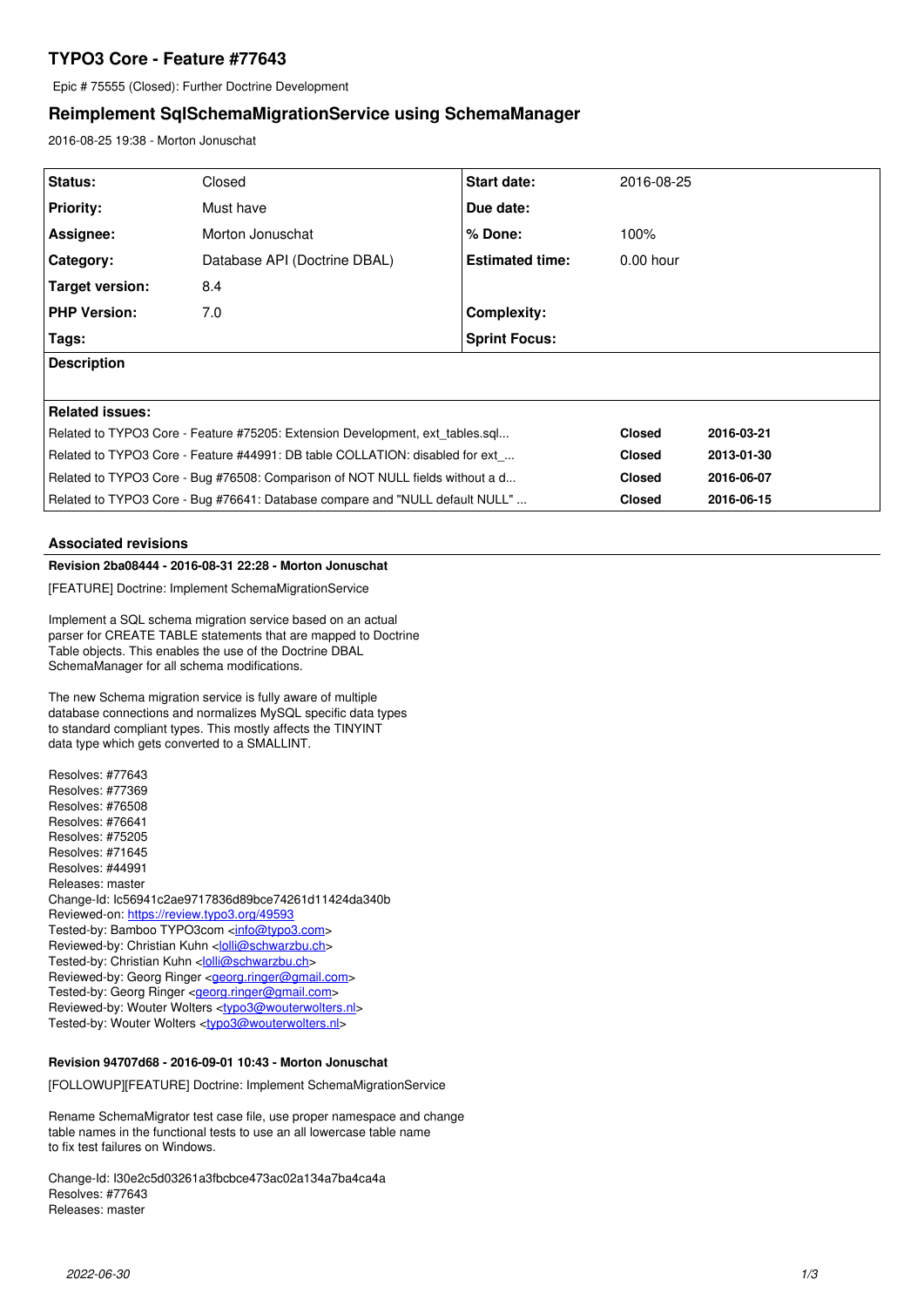# TYPO3 Core - Feature #77643

Epic # 75555 (Closed): Further Doctrine Development

## Reimplement SqlSchemaMigrationService using SchemaManager

2016-08-25 19:38 - Morton Jonuschat

| | | | |
|---|---|---|---|
| **Status:** | Closed | **Start date:** | 2016-08-25 |
| **Priority:** | Must have | **Due date:** | |
| **Assignee:** | Morton Jonuschat | **% Done:** | 100% |
| **Category:** | Database API (Doctrine DBAL) | **Estimated time:** | 0.00 hour |
| **Target version:** | 8.4 | | |
| **PHP Version:** | 7.0 | **Complexity:** | |
| **Tags:** | | **Sprint Focus:** | |

**Description**

**Related issues:**

| | | |
|---|---|---|
| Related to TYPO3 Core - Feature #75205: Extension Development, ext_tables.sql... | **Closed** | **2016-03-21** |
| Related to TYPO3 Core - Feature #44991: DB table COLLATION: disabled for ext_... | **Closed** | **2013-01-30** |
| Related to TYPO3 Core - Bug #76508: Comparison of NOT NULL fields without a d... | **Closed** | **2016-06-07** |
| Related to TYPO3 Core - Bug #76641: Database compare and "NULL default NULL" ... | **Closed** | **2016-06-15** |

### Associated revisions

**Revision 2ba08444 - 2016-08-31 22:28 - Morton Jonuschat**

[FEATURE] Doctrine: Implement SchemaMigrationService

Implement a SQL schema migration service based on an actual
parser for CREATE TABLE statements that are mapped to Doctrine
Table objects. This enables the use of the Doctrine DBAL
SchemaManager for all schema modifications.

The new Schema migration service is fully aware of multiple
database connections and normalizes MySQL specific data types
to standard compliant types. This mostly affects the TINYINT
data type which gets converted to a SMALLINT.

Resolves: #77643
Resolves: #77369
Resolves: #76508
Resolves: #76641
Resolves: #75205
Resolves: #71645
Resolves: #44991
Releases: master
Change-Id: Ic56941c2ae9717836d89bce74261d11424da340b
Reviewed-on: https://review.typo3.org/49593
Tested-by: Bamboo TYPO3com <info@typo3.com>
Reviewed-by: Christian Kuhn <lolli@schwarzbu.ch>
Tested-by: Christian Kuhn <lolli@schwarzbu.ch>
Reviewed-by: Georg Ringer <georg.ringer@gmail.com>
Tested-by: Georg Ringer <georg.ringer@gmail.com>
Reviewed-by: Wouter Wolters <typo3@wouterwolters.nl>
Tested-by: Wouter Wolters <typo3@wouterwolters.nl>

**Revision 94707d68 - 2016-09-01 10:43 - Morton Jonuschat**

[FOLLOWUP][FEATURE] Doctrine: Implement SchemaMigrationService

Rename SchemaMigrator test case file, use proper namespace and change
table names in the functional tests to use an all lowercase table name
to fix test failures on Windows.

Change-Id: I30e2c5d03261a3fbcbce473ac02a134a7ba4ca4a
Resolves: #77643
Releases: master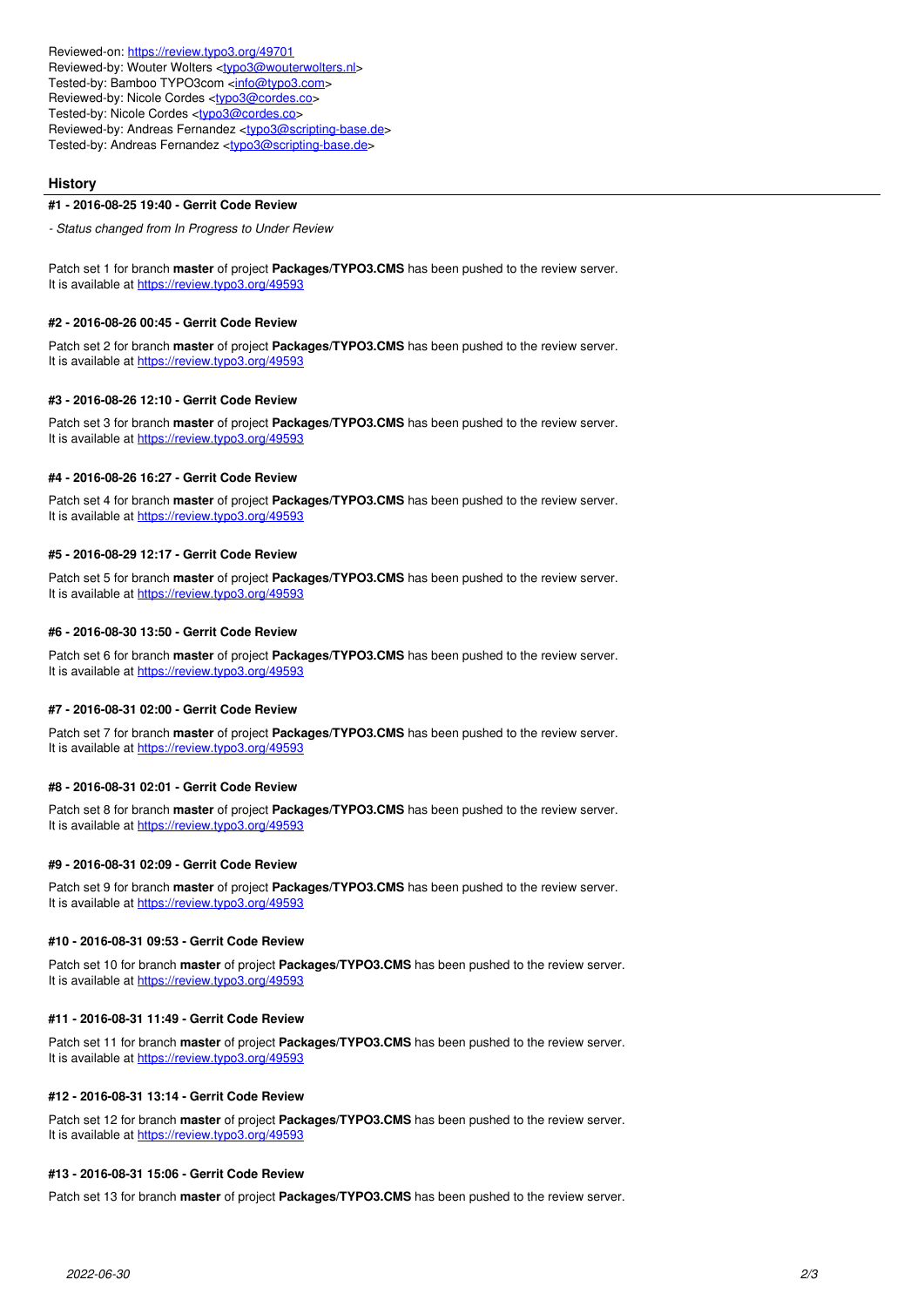Reviewed-on: https://review.typo3.org/49701
Reviewed-by: Wouter Wolters <typo3@wouterwolters.nl>
Tested-by: Bamboo TYPO3com <info@typo3.com>
Reviewed-by: Nicole Cordes <typo3@cordes.co>
Tested-by: Nicole Cordes <typo3@cordes.co>
Reviewed-by: Andreas Fernandez <typo3@scripting-base.de>
Tested-by: Andreas Fernandez <typo3@scripting-base.de>

## History

#### #1 - 2016-08-25 19:40 - Gerrit Code Review

*- Status changed from In Progress to Under Review*

Patch set 1 for branch **master** of project **Packages/TYPO3.CMS** has been pushed to the review server.
It is available at https://review.typo3.org/49593

#### #2 - 2016-08-26 00:45 - Gerrit Code Review

Patch set 2 for branch **master** of project **Packages/TYPO3.CMS** has been pushed to the review server.
It is available at https://review.typo3.org/49593

#### #3 - 2016-08-26 12:10 - Gerrit Code Review

Patch set 3 for branch **master** of project **Packages/TYPO3.CMS** has been pushed to the review server.
It is available at https://review.typo3.org/49593

#### #4 - 2016-08-26 16:27 - Gerrit Code Review

Patch set 4 for branch **master** of project **Packages/TYPO3.CMS** has been pushed to the review server.
It is available at https://review.typo3.org/49593

#### #5 - 2016-08-29 12:17 - Gerrit Code Review

Patch set 5 for branch **master** of project **Packages/TYPO3.CMS** has been pushed to the review server.
It is available at https://review.typo3.org/49593

#### #6 - 2016-08-30 13:50 - Gerrit Code Review

Patch set 6 for branch **master** of project **Packages/TYPO3.CMS** has been pushed to the review server.
It is available at https://review.typo3.org/49593

#### #7 - 2016-08-31 02:00 - Gerrit Code Review

Patch set 7 for branch **master** of project **Packages/TYPO3.CMS** has been pushed to the review server.
It is available at https://review.typo3.org/49593

#### #8 - 2016-08-31 02:01 - Gerrit Code Review

Patch set 8 for branch **master** of project **Packages/TYPO3.CMS** has been pushed to the review server.
It is available at https://review.typo3.org/49593

#### #9 - 2016-08-31 02:09 - Gerrit Code Review

Patch set 9 for branch **master** of project **Packages/TYPO3.CMS** has been pushed to the review server.
It is available at https://review.typo3.org/49593

#### #10 - 2016-08-31 09:53 - Gerrit Code Review

Patch set 10 for branch **master** of project **Packages/TYPO3.CMS** has been pushed to the review server.
It is available at https://review.typo3.org/49593

#### #11 - 2016-08-31 11:49 - Gerrit Code Review

Patch set 11 for branch **master** of project **Packages/TYPO3.CMS** has been pushed to the review server.
It is available at https://review.typo3.org/49593

#### #12 - 2016-08-31 13:14 - Gerrit Code Review

Patch set 12 for branch **master** of project **Packages/TYPO3.CMS** has been pushed to the review server.
It is available at https://review.typo3.org/49593

#### #13 - 2016-08-31 15:06 - Gerrit Code Review

Patch set 13 for branch **master** of project **Packages/TYPO3.CMS** has been pushed to the review server.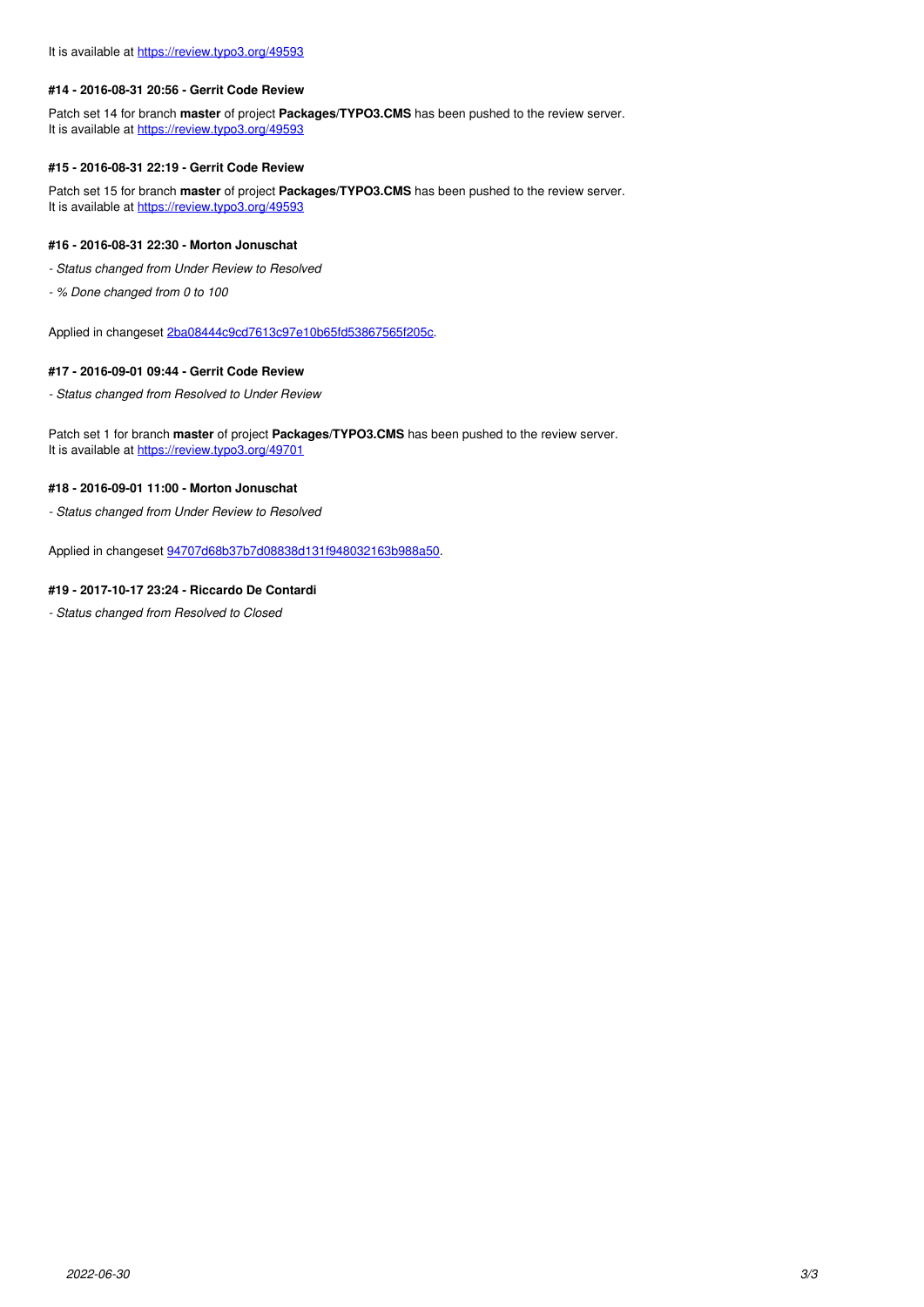It is available at https://review.typo3.org/49593

#### #14 - 2016-08-31 20:56 - Gerrit Code Review

Patch set 14 for branch **master** of project **Packages/TYPO3.CMS** has been pushed to the review server.
It is available at https://review.typo3.org/49593

#### #15 - 2016-08-31 22:19 - Gerrit Code Review

Patch set 15 for branch **master** of project **Packages/TYPO3.CMS** has been pushed to the review server.
It is available at https://review.typo3.org/49593

#### #16 - 2016-08-31 22:30 - Morton Jonuschat

- *Status changed from Under Review to Resolved*
- *% Done changed from 0 to 100*

Applied in changeset 2ba08444c9cd7613c97e10b65fd53867565f205c.

#### #17 - 2016-09-01 09:44 - Gerrit Code Review

- *Status changed from Resolved to Under Review*

Patch set 1 for branch **master** of project **Packages/TYPO3.CMS** has been pushed to the review server.
It is available at https://review.typo3.org/49701

#### #18 - 2016-09-01 11:00 - Morton Jonuschat

- *Status changed from Under Review to Resolved*

Applied in changeset 94707d68b37b7d08838d131f948032163b988a50.

#### #19 - 2017-10-17 23:24 - Riccardo De Contardi

- *Status changed from Resolved to Closed*